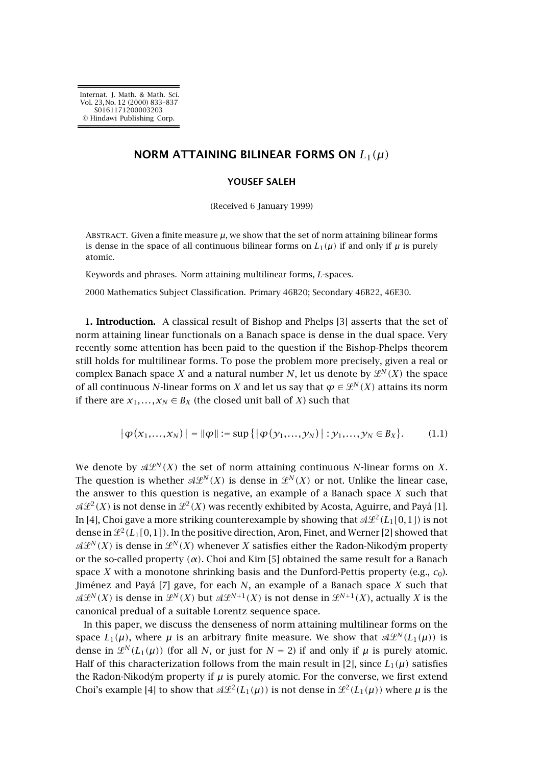# NORM ATTAINING BILINEAR FORMS ON $L_1(\mu)$

**YOUSEF SALEH**

(Received 6 January 1999)

Abstract. Given a finite measure $\mu$, we show that the set of norm attaining bilinear forms is dense in the space of all continuous bilinear forms on $L_1(\mu)$ if and only if $\mu$ is purely atomic.

Keywords and phrases. Norm attaining multilinear forms, $L$-spaces.

2000 Mathematics Subject Classification. Primary 46B20; Secondary 46B22, 46E30.

**1. Introduction.** A classical result of Bishop and Phelps [3] asserts that the set of norm attaining linear functionals on a Banach space is dense in the dual space. Very recently some attention has been paid to the question if the Bishop-Phelps theorem still holds for multilinear forms. To pose the problem more precisely, given a real or complex Banach space $X$ and a natural number $N$, let us denote by $\mathcal{L}^N(X)$ the space of all continuous $N$-linear forms on $X$ and let us say that $\varphi \in \mathcal{L}^N(X)$ attains its norm if there are $x_1,\dots,x_N \in B_X$ (the closed unit ball of $X$) such that

$$|\varphi(x_1,\dots,x_N)| = \|\varphi\| := \sup\{|\varphi(y_1,\dots,y_N)| : y_1,\dots,y_N \in B_X\}. \tag{1.1}$$

We denote by $\mathcal{AL}^N(X)$ the set of norm attaining continuous $N$-linear forms on $X$. The question is whether $\mathcal{AL}^N(X)$ is dense in $\mathcal{L}^N(X)$ or not. Unlike the linear case, the answer to this question is negative, an example of a Banach space $X$ such that $\mathcal{AL}^2(X)$ is not dense in $\mathcal{L}^2(X)$ was recently exhibited by Acosta, Aguirre, and Payá [1]. In [4], Choi gave a more striking counterexample by showing that $\mathcal{AL}^2(L_1[0,1])$ is not dense in $\mathcal{L}^2(L_1[0,1])$. In the positive direction, Aron, Finet, and Werner [2] showed that $\mathcal{AL}^N(X)$ is dense in $\mathcal{L}^N(X)$ whenever $X$ satisfies either the Radon-Nikodým property or the so-called property $(\alpha)$. Choi and Kim [5] obtained the same result for a Banach space $X$ with a monotone shrinking basis and the Dunford-Pettis property (e.g., $c_0$). Jiménez and Payá [7] gave, for each $N$, an example of a Banach space $X$ such that $\mathcal{AL}^N(X)$ is dense in $\mathcal{L}^N(X)$ but $\mathcal{AL}^{N+1}(X)$ is not dense in $\mathcal{L}^{N+1}(X)$, actually $X$ is the canonical predual of a suitable Lorentz sequence space.

In this paper, we discuss the denseness of norm attaining multilinear forms on the space $L_1(\mu)$, where $\mu$ is an arbitrary finite measure. We show that $\mathcal{AL}^N(L_1(\mu))$ is dense in $\mathcal{L}^N(L_1(\mu))$ (for all $N$, or just for $N = 2$) if and only if $\mu$ is purely atomic. Half of this characterization follows from the main result in [2], since $L_1(\mu)$ satisfies the Radon-Nikodým property if $\mu$ is purely atomic. For the converse, we first extend Choi's example [4] to show that $\mathcal{AL}^2(L_1(\mu))$ is not dense in $\mathcal{L}^2(L_1(\mu))$ where $\mu$ is the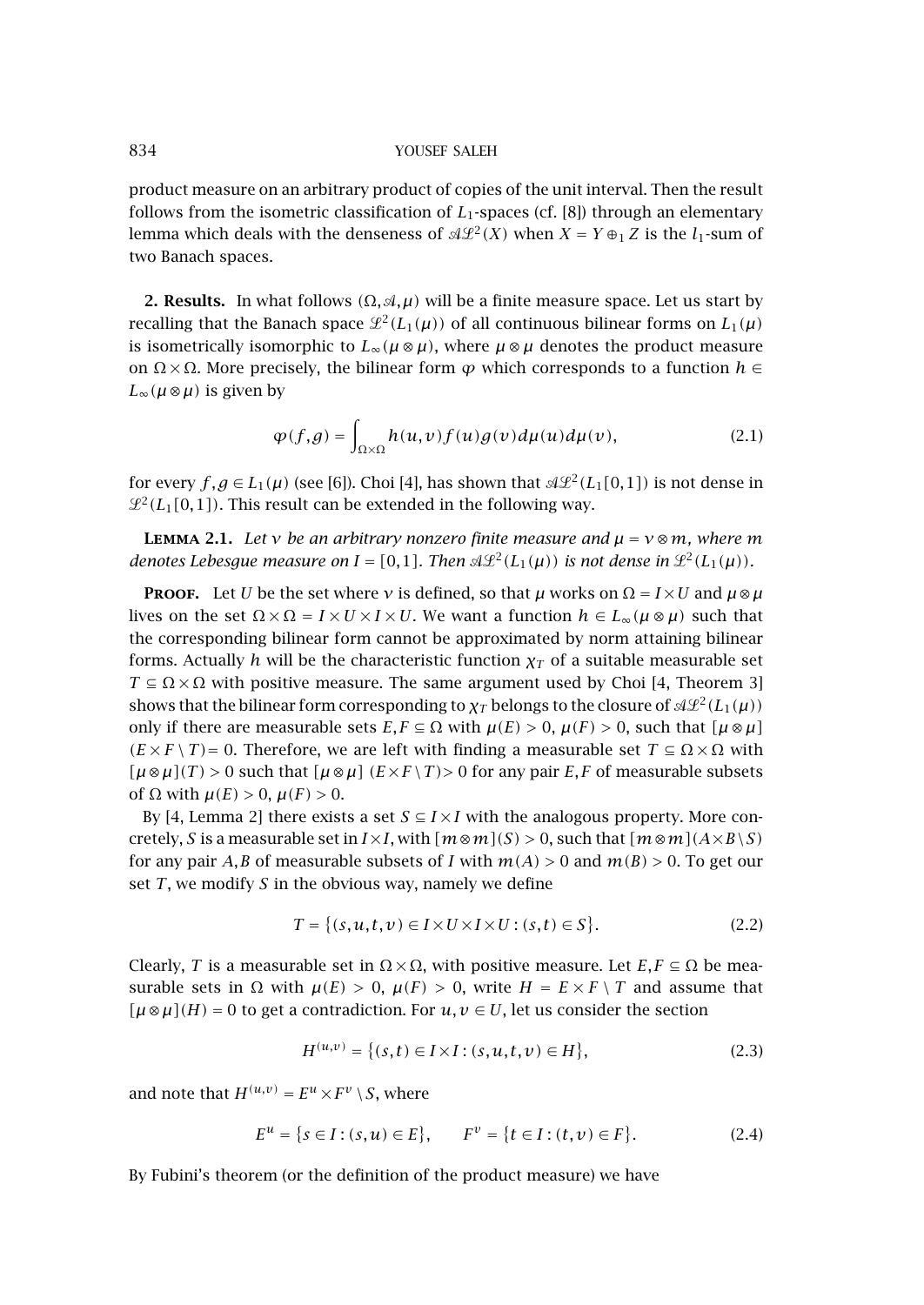product measure on an arbitrary product of copies of the unit interval. Then the result follows from the isometric classification of $L_1$-spaces (cf. [8]) through an elementary lemma which deals with the denseness of $\mathcal{AL}^2(X)$ when $X = Y \oplus_1 Z$ is the $l_1$-sum of two Banach spaces.

**2. Results.** In what follows $(\Omega, \mathcal{A}, \mu)$ will be a finite measure space. Let us start by recalling that the Banach space $\mathcal{L}^2(L_1(\mu))$ of all continuous bilinear forms on $L_1(\mu)$ is isometrically isomorphic to $L_\infty(\mu \otimes \mu)$, where $\mu \otimes \mu$ denotes the product measure on $\Omega \times \Omega$. More precisely, the bilinear form $\varphi$ which corresponds to a function $h \in L_\infty(\mu \otimes \mu)$ is given by

$$\varphi(f,g) = \int_{\Omega \times \Omega} h(u,v) f(u) g(v) \, d\mu(u) \, d\mu(v), \tag{2.1}$$

for every $f, g \in L_1(\mu)$ (see [6]). Choi [4], has shown that $\mathcal{AL}^2(L_1[0,1])$ is not dense in $\mathcal{L}^2(L_1[0,1])$. This result can be extended in the following way.

**Lemma 2.1.** *Let $\nu$ be an arbitrary nonzero finite measure and $\mu = \nu \otimes m$, where $m$ denotes Lebesgue measure on $I = [0,1]$. Then $\mathcal{AL}^2(L_1(\mu))$ is not dense in $\mathcal{L}^2(L_1(\mu))$.*

**Proof.** Let $U$ be the set where $\nu$ is defined, so that $\mu$ works on $\Omega = I \times U$ and $\mu \otimes \mu$ lives on the set $\Omega \times \Omega = I \times U \times I \times U$. We want a function $h \in L_\infty(\mu \otimes \mu)$ such that the corresponding bilinear form cannot be approximated by norm attaining bilinear forms. Actually $h$ will be the characteristic function $\chi_T$ of a suitable measurable set $T \subseteq \Omega \times \Omega$ with positive measure. The same argument used by Choi [4, Theorem 3] shows that the bilinear form corresponding to $\chi_T$ belongs to the closure of $\mathcal{AL}^2(L_1(\mu))$ only if there are measurable sets $E, F \subseteq \Omega$ with $\mu(E) > 0$, $\mu(F) > 0$, such that $[\mu \otimes \mu]$ $(E \times F \setminus T) = 0$. Therefore, we are left with finding a measurable set $T \subseteq \Omega \times \Omega$ with $[\mu \otimes \mu](T) > 0$ such that $[\mu \otimes \mu]$ $(E \times F \setminus T) > 0$ for any pair $E, F$ of measurable subsets of $\Omega$ with $\mu(E) > 0$, $\mu(F) > 0$.

By [4, Lemma 2] there exists a set $S \subseteq I \times I$ with the analogous property. More concretely, $S$ is a measurable set in $I \times I$, with $[m \otimes m](S) > 0$, such that $[m \otimes m](A \times B \setminus S)$ for any pair $A, B$ of measurable subsets of $I$ with $m(A) > 0$ and $m(B) > 0$. To get our set $T$, we modify $S$ in the obvious way, namely we define

$$T = \{(s,u,t,v) \in I \times U \times I \times U : (s,t) \in S\}. \tag{2.2}$$

Clearly, $T$ is a measurable set in $\Omega \times \Omega$, with positive measure. Let $E, F \subseteq \Omega$ be measurable sets in $\Omega$ with $\mu(E) > 0$, $\mu(F) > 0$, write $H = E \times F \setminus T$ and assume that $[\mu \otimes \mu](H) = 0$ to get a contradiction. For $u, v \in U$, let us consider the section

$$H^{(u,v)} = \{(s,t) \in I \times I : (s,u,t,v) \in H\}, \tag{2.3}$$

and note that $H^{(u,v)} = E^u \times F^v \setminus S$, where

$$E^u = \{s \in I : (s,u) \in E\}, \qquad F^v = \{t \in I : (t,v) \in F\}. \tag{2.4}$$

By Fubini's theorem (or the definition of the product measure) we have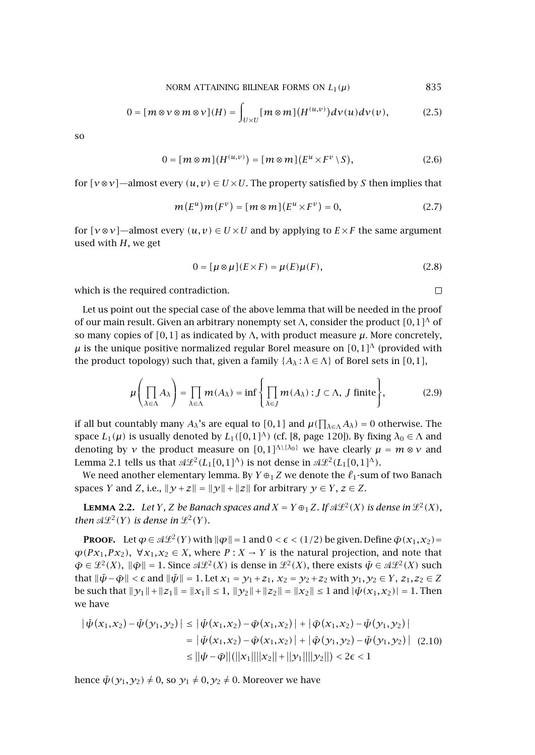$$0 = [m \otimes \nu \otimes m \otimes \nu](H) = \int_{U \times U} [m \otimes m]\big(H^{(u,v)}\big) d\nu(u) d\nu(v), \tag{2.5}$$

so

$$0 = [m \otimes m]\big(H^{(u,v)}\big) = [m \otimes m]\big(E^u \times F^v \setminus S\big), \tag{2.6}$$

for $[\nu \otimes \nu]$—almost every $(u,v) \in U \times U$. The property satisfied by $S$ then implies that

$$m(E^u) m(F^v) = [m \otimes m](E^u \times F^v) = 0, \tag{2.7}$$

for $[\nu \otimes \nu]$—almost every $(u,v) \in U \times U$ and by applying to $E \times F$ the same argument used with $H$, we get

$$0 = [\mu \otimes \mu](E \times F) = \mu(E)\mu(F), \tag{2.8}$$

which is the required contradiction. $\square$

Let us point out the special case of the above lemma that will be needed in the proof of our main result. Given an arbitrary nonempty set $\Lambda$, consider the product $[0,1]^\Lambda$ of so many copies of $[0,1]$ as indicated by $\Lambda$, with product measure $\mu$. More concretely, $\mu$ is the unique positive normalized regular Borel measure on $[0,1]^\Lambda$ (provided with the product topology) such that, given a family $\{A_\lambda : \lambda \in \Lambda\}$ of Borel sets in $[0,1]$,

$$\mu\left(\prod_{\lambda \in \Lambda} A_\lambda\right) = \prod_{\lambda \in \Lambda} m(A_\lambda) = \inf\left\{\prod_{\lambda \in J} m(A_\lambda) : J \subset \Lambda,\ J \text{ finite}\right\}, \tag{2.9}$$

if all but countably many $A_\lambda$'s are equal to $[0,1]$ and $\mu(\prod_{\lambda\in\Lambda} A_\lambda) = 0$ otherwise. The space $L_1(\mu)$ is usually denoted by $L_1([0,1]^\Lambda)$ (cf. [8, page 120]). By fixing $\lambda_0 \in \Lambda$ and denoting by $\nu$ the product measure on $[0,1]^{\Lambda \setminus \{\lambda_0\}}$ we have clearly $\mu = m \otimes \nu$ and Lemma 2.1 tells us that $\mathcal{AL}^2(L_1[0,1]^\Lambda)$ is not dense in $\mathcal{AL}^2(L_1[0,1]^\Lambda)$.

We need another elementary lemma. By $Y \oplus_1 Z$ we denote the $\ell_1$-sum of two Banach spaces $Y$ and $Z$, i.e., $\|y + z\| = \|y\| + \|z\|$ for arbitrary $y \in Y$, $z \in Z$.

**Lemma 2.2.** *Let $Y$, $Z$ be Banach spaces and $X = Y \oplus_1 Z$. If $\mathcal{AL}^2(X)$ is dense in $\mathcal{L}^2(X)$, then $\mathcal{AL}^2(Y)$ is dense in $\mathcal{L}^2(Y)$.*

**Proof.** Let $\varphi \in \mathcal{AL}^2(Y)$ with $\|\varphi\| = 1$ and $0 < \epsilon < (1/2)$ be given. Define $\bar{\varphi}(x_1, x_2) = \varphi(Px_1, Px_2)$, $\forall x_1, x_2 \in X$, where $P : X \to Y$ is the natural projection, and note that $\bar{\varphi} \in \mathcal{L}^2(X)$, $\|\bar{\varphi}\| = 1$. Since $\mathcal{AL}^2(X)$ is dense in $\mathcal{L}^2(X)$, there exists $\bar{\psi} \in \mathcal{AL}^2(X)$ such that $\|\bar{\psi} - \bar{\varphi}\| < \epsilon$ and $\|\bar{\psi}\| = 1$. Let $x_1 = y_1 + z_1$, $x_2 = y_2 + z_2$ with $y_1, y_2 \in Y$, $z_1, z_2 \in Z$ be such that $\|y_1\| + \|z_1\| = \|x_1\| \le 1$, $\|y_2\| + \|z_2\| = \|x_2\| \le 1$ and $|\bar{\psi}(x_1, x_2)| = 1$. Then we have

$$\begin{aligned}
|\bar{\psi}(x_1,x_2) - \bar{\psi}(y_1,y_2)| &\le |\bar{\psi}(x_1,x_2) - \bar{\varphi}(x_1,x_2)| + |\bar{\varphi}(x_1,x_2) - \bar{\psi}(y_1,y_2)| \\
&= |\bar{\psi}(x_1,x_2) - \bar{\varphi}(x_1,x_2)| + |\bar{\varphi}(y_1,y_2) - \bar{\psi}(y_1,y_2)| \\
&\le \|\bar{\psi} - \bar{\varphi}\|(\|x_1\|\|x_2\| + \|y_1\|\|y_2\|) < 2\epsilon < 1
\end{aligned} \tag{2.10}$$

hence $\bar{\psi}(y_1, y_2) \neq 0$, so $y_1 \neq 0, y_2 \neq 0$. Moreover we have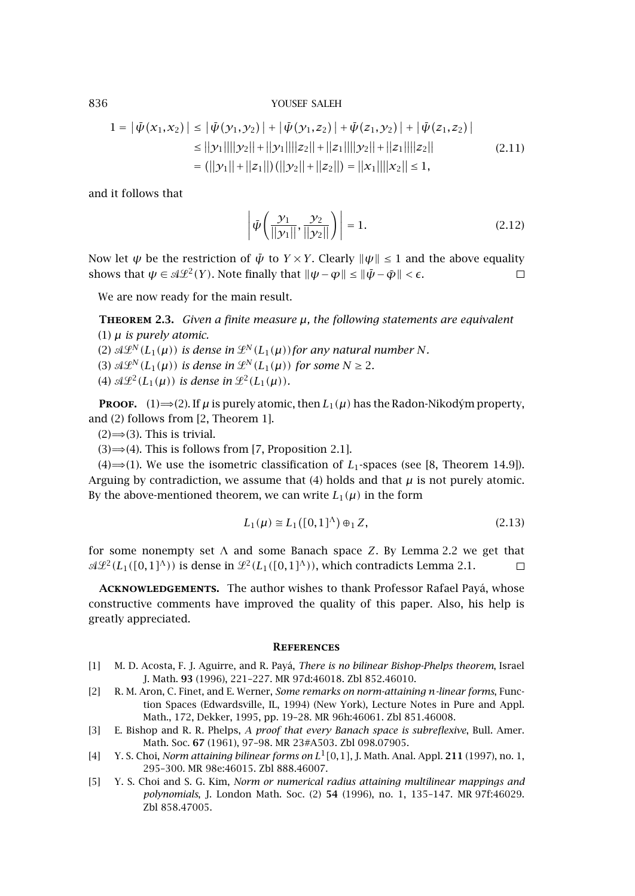$$1 = |\bar{\psi}(x_1,x_2)| \le |\bar{\psi}(y_1,y_2)| + |\bar{\psi}(y_1,z_2)| + \bar{\psi}(z_1,y_2)| + |\bar{\psi}(z_1,z_2)|$$
$$\le \|y_1\|\|y_2\| + \|y_1\|\|z_2\| + \|z_1\|\|y_2\| + \|z_1\|\|z_2\| \tag{2.11}$$
$$= (\|y_1\| + \|z_1\|)(\|y_2\| + \|z_2\|) = \|x_1\|\|x_2\| \le 1,$$

and it follows that

$$\left|\bar{\psi}\left(\frac{y_1}{\|y_1\|}, \frac{y_2}{\|y_2\|}\right)\right| = 1. \tag{2.12}$$

Now let $\psi$ be the restriction of $\bar{\psi}$ to $Y \times Y$. Clearly $\|\psi\| \le 1$ and the above equality shows that $\psi \in \mathcal{AL}^2(Y)$. Note finally that $\|\psi - \varphi\| \le \|\bar{\psi} - \bar{\varphi}\| < \epsilon$. □

We are now ready for the main result.

**Theorem 2.3.** *Given a finite measure $\mu$, the following statements are equivalent*

(1) *$\mu$ is purely atomic.*

(2) *$\mathcal{AL}^N(L_1(\mu))$ is dense in $\mathcal{L}^N(L_1(\mu))$ for any natural number $N$.*

(3) *$\mathcal{AL}^N(L_1(\mu))$ is dense in $\mathcal{L}^N(L_1(\mu))$ for some $N \ge 2$.*

(4) *$\mathcal{AL}^2(L_1(\mu))$ is dense in $\mathcal{L}^2(L_1(\mu))$.*

**Proof.** (1)⟹(2). If $\mu$ is purely atomic, then $L_1(\mu)$ has the Radon-Nikodým property, and (2) follows from [2, Theorem 1].

(2)⟹(3). This is trivial.

(3)⟹(4). This is follows from [7, Proposition 2.1].

(4)⟹(1). We use the isometric classification of $L_1$-spaces (see [8, Theorem 14.9]). Arguing by contradiction, we assume that (4) holds and that $\mu$ is not purely atomic. By the above-mentioned theorem, we can write $L_1(\mu)$ in the form

$$L_1(\mu) \cong L_1([0,1]^\Lambda) \oplus_1 Z, \tag{2.13}$$

for some nonempty set $\Lambda$ and some Banach space $Z$. By Lemma 2.2 we get that $\mathcal{AL}^2(L_1([0,1]^\Lambda))$ is dense in $\mathcal{L}^2(L_1([0,1]^\Lambda))$, which contradicts Lemma 2.1. □

**Acknowledgements.** The author wishes to thank Professor Rafael Payá, whose constructive comments have improved the quality of this paper. Also, his help is greatly appreciated.

## References

[1] M. D. Acosta, F. J. Aguirre, and R. Payá, *There is no bilinear Bishop-Phelps theorem*, Israel J. Math. **93** (1996), 221–227. MR 97d:46018. Zbl 852.46010.

[2] R. M. Aron, C. Finet, and E. Werner, *Some remarks on norm-attaining n-linear forms*, Function Spaces (Edwardsville, IL, 1994) (New York), Lecture Notes in Pure and Appl. Math., 172, Dekker, 1995, pp. 19–28. MR 96h:46061. Zbl 851.46008.

[3] E. Bishop and R. R. Phelps, *A proof that every Banach space is subreflexive*, Bull. Amer. Math. Soc. **67** (1961), 97–98. MR 23#A503. Zbl 098.07905.

[4] Y. S. Choi, *Norm attaining bilinear forms on $L^1[0,1]$*, J. Math. Anal. Appl. **211** (1997), no. 1, 295–300. MR 98e:46015. Zbl 888.46007.

[5] Y. S. Choi and S. G. Kim, *Norm or numerical radius attaining multilinear mappings and polynomials*, J. London Math. Soc. (2) **54** (1996), no. 1, 135–147. MR 97f:46029. Zbl 858.47005.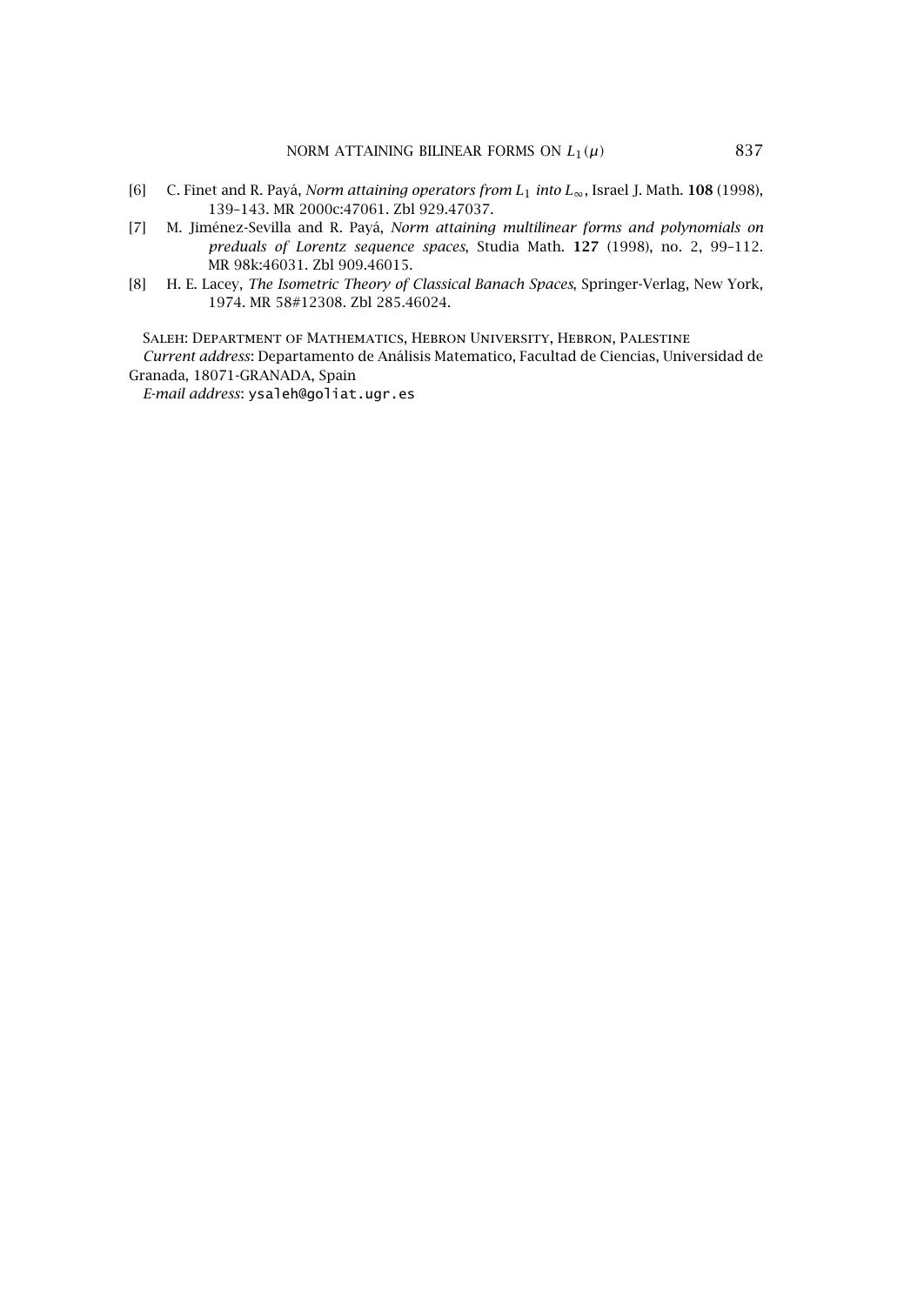[6] C. Finet and R. Payá, *Norm attaining operators from $L_1$ into $L_\infty$*, Israel J. Math. **108** (1998), 139–143. MR 2000c:47061. Zbl 929.47037.

[7] M. Jiménez-Sevilla and R. Payá, *Norm attaining multilinear forms and polynomials on preduals of Lorentz sequence spaces*, Studia Math. **127** (1998), no. 2, 99–112. MR 98k:46031. Zbl 909.46015.

[8] H. E. Lacey, *The Isometric Theory of Classical Banach Spaces*, Springer-Verlag, New York, 1974. MR 58#12308. Zbl 285.46024.

Saleh: Department of Mathematics, Hebron University, Hebron, Palestine

*Current address*: Departamento de Análisis Matematico, Facultad de Ciencias, Universidad de Granada, 18071-GRANADA, Spain

*E-mail address*: ysaleh@goliat.ugr.es